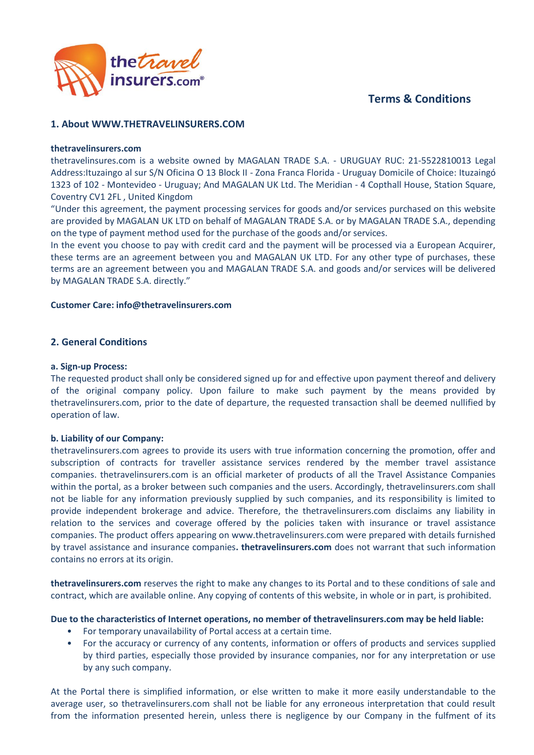# Terms & Conditions

## 1. About WWW.THETRAVELINSURERS.COM

**thetravelinsurers.com**

thetravelinsures.com is a website owned by MAGALAN TRADE S.A. - URUGUAY RUC: 21-5522810013 Legal Address:Ituzaingo al sur S/N Oficina O 13 Block II - Zona Franca Florida - Uruguay Domicile of Choice: Ituzaingó 1323 of 102 - Montevideo - Uruguay; And MAGALAN UK Ltd. The Meridian - 4 Copthall House, Station Square, Coventry CV1 2FL , United Kingdom

“Under this agreement, the payment processing services for goods and/or services purchased on this website are provided by MAGALAN UK LTD on behalf of MAGALAN TRADE S.A. or by MAGALAN TRADE S.A., depending on the type of payment method used for the purchase of the goods and/or services.

In the event you choose to pay with credit card and the payment will be processed via a European Acquirer, these terms are an agreement between you and MAGALAN UK LTD. For any other type of purchases, these terms are an agreement between you and MAGALAN TRADE S.A. and goods and/or services will be delivered by MAGALAN TRADE S.A. directly.”

**Customer Care: info@thetravelinsurers.com**

## 2. General Conditions

**a. Sign-up Process:**

The requested product shall only be considered signed up for and effective upon payment thereof and delivery of the original company policy. Upon failure to make such payment by the means provided by thetravelinsurers.com, prior to the date of departure, the requested transaction shall be deemed nullified by operation of law.

**b. Liability of our Company:**

thetravelinsurers.com agrees to provide its users with true information concerning the promotion, offer and subscription of contracts for traveller assistance services rendered by the member travel assistance companies. thetravelinsurers.com is an official marketer of products of all the Travel Assistance Companies within the portal, as a broker between such companies and the users. Accordingly, thetravelinsurers.com shall not be liable for any information previously supplied by such companies, and its responsibility is limited to provide independent brokerage and advice. Therefore, the thetravelinsurers.com disclaims any liability in relation to the services and coverage offered by the policies taken with insurance or travel assistance companies. The product offers appearing on www.thetravelinsurers.com were prepared with details furnished by travel assistance and insurance companies**. thetravelinsurers.com** does not warrant that such information contains no errors at its origin.

**thetravelinsurers.com** reserves the right to make any changes to its Portal and to these conditions of sale and contract, which are available online. Any copying of contents of this website, in whole or in part, is prohibited.

**Due to the characteristics of Internet operations, no member of thetravelinsurers.com may be held liable:**

- For temporary unavailability of Portal access at a certain time.
- For the accuracy or currency of any contents, information or offers of products and services supplied by third parties, especially those provided by insurance companies, nor for any interpretation or use by any such company.

At the Portal there is simplified information, or else written to make it more easily understandable to the average user, so thetravelinsurers.com shall not be liable for any erroneous interpretation that could result from the information presented herein, unless there is negligence by our Company in the fulfment of its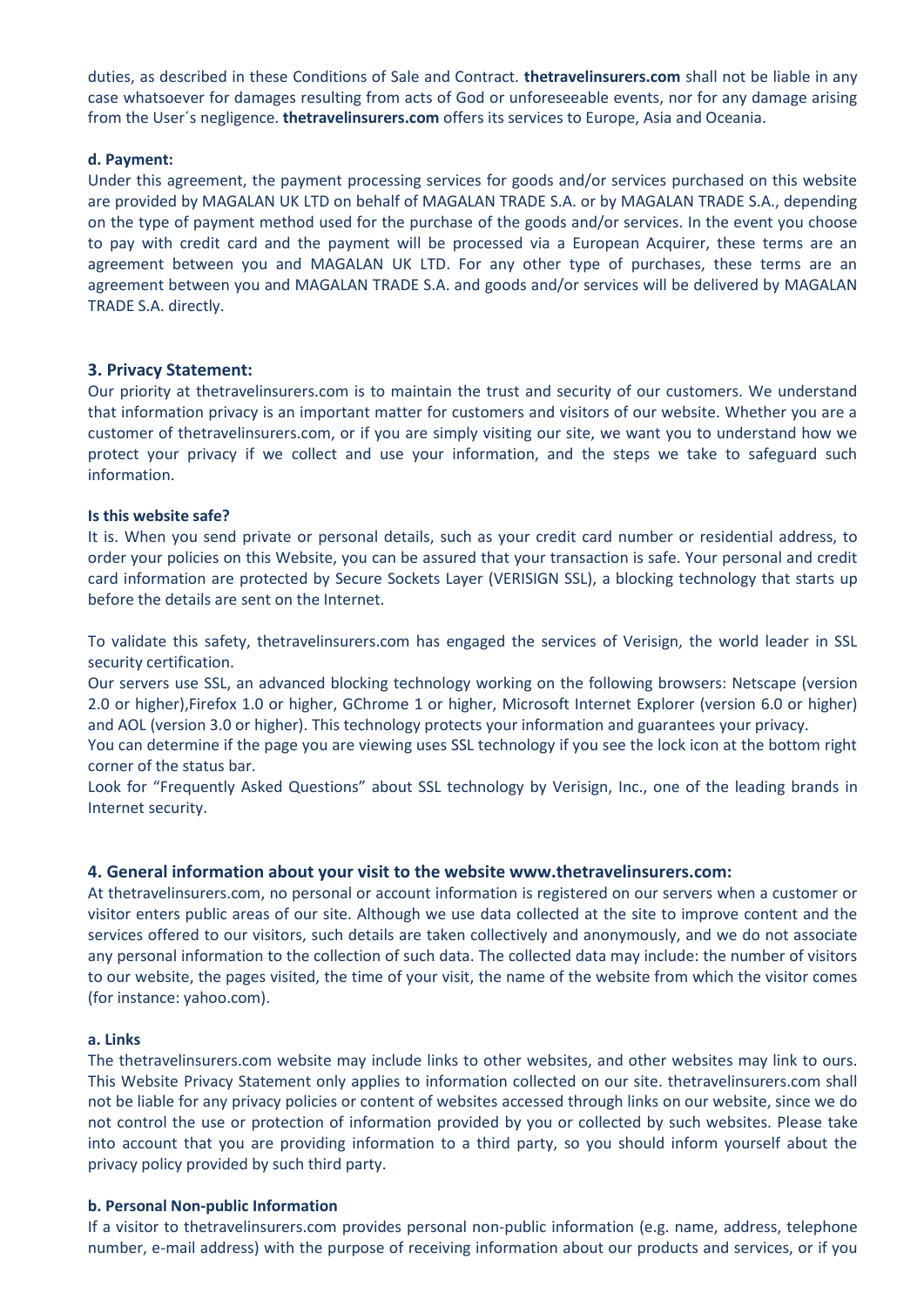duties, as described in these Conditions of Sale and Contract. **thetravelinsurers.com** shall not be liable in any case whatsoever for damages resulting from acts of God or unforeseeable events, nor for any damage arising from the User´s negligence. **thetravelinsurers.com** offers its services to Europe, Asia and Oceania.

**d. Payment:**

Under this agreement, the payment processing services for goods and/or services purchased on this website are provided by MAGALAN UK LTD on behalf of MAGALAN TRADE S.A. or by MAGALAN TRADE S.A., depending on the type of payment method used for the purchase of the goods and/or services. In the event you choose to pay with credit card and the payment will be processed via a European Acquirer, these terms are an agreement between you and MAGALAN UK LTD. For any other type of purchases, these terms are an agreement between you and MAGALAN TRADE S.A. and goods and/or services will be delivered by MAGALAN TRADE S.A. directly.

### 3. Privacy Statement:

Our priority at thetravelinsurers.com is to maintain the trust and security of our customers. We understand that information privacy is an important matter for customers and visitors of our website. Whether you are a customer of thetravelinsurers.com, or if you are simply visiting our site, we want you to understand how we protect your privacy if we collect and use your information, and the steps we take to safeguard such information.

**Is this website safe?**

It is. When you send private or personal details, such as your credit card number or residential address, to order your policies on this Website, you can be assured that your transaction is safe. Your personal and credit card information are protected by Secure Sockets Layer (VERISIGN SSL), a blocking technology that starts up before the details are sent on the Internet.

To validate this safety, thetravelinsurers.com has engaged the services of Verisign, the world leader in SSL security certification.

Our servers use SSL, an advanced blocking technology working on the following browsers: Netscape (version 2.0 or higher),Firefox 1.0 or higher, GChrome 1 or higher, Microsoft Internet Explorer (version 6.0 or higher) and AOL (version 3.0 or higher). This technology protects your information and guarantees your privacy.

You can determine if the page you are viewing uses SSL technology if you see the lock icon at the bottom right corner of the status bar.

Look for "Frequently Asked Questions" about SSL technology by Verisign, Inc., one of the leading brands in Internet security.

### 4. General information about your visit to the website www.thetravelinsurers.com:

At thetravelinsurers.com, no personal or account information is registered on our servers when a customer or visitor enters public areas of our site. Although we use data collected at the site to improve content and the services offered to our visitors, such details are taken collectively and anonymously, and we do not associate any personal information to the collection of such data. The collected data may include: the number of visitors to our website, the pages visited, the time of your visit, the name of the website from which the visitor comes (for instance: yahoo.com).

**a. Links**

The thetravelinsurers.com website may include links to other websites, and other websites may link to ours. This Website Privacy Statement only applies to information collected on our site. thetravelinsurers.com shall not be liable for any privacy policies or content of websites accessed through links on our website, since we do not control the use or protection of information provided by you or collected by such websites. Please take into account that you are providing information to a third party, so you should inform yourself about the privacy policy provided by such third party.

**b. Personal Non-public Information**

If a visitor to thetravelinsurers.com provides personal non-public information (e.g. name, address, telephone number, e-mail address) with the purpose of receiving information about our products and services, or if you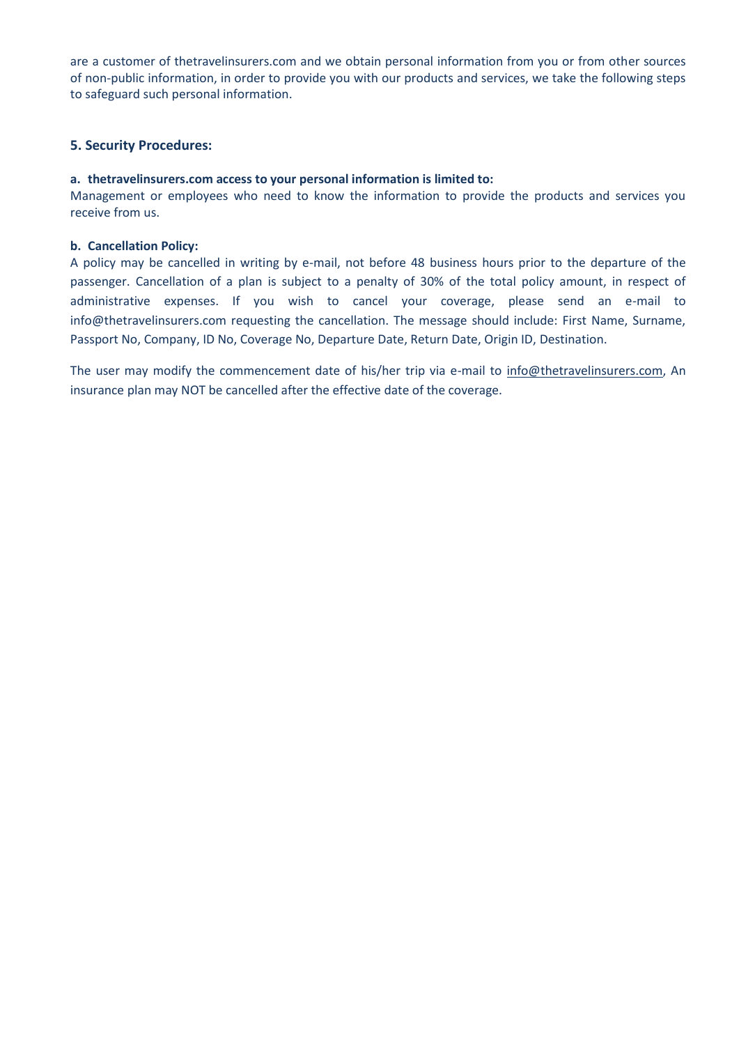are a customer of thetravelinsurers.com and we obtain personal information from you or from other sources of non-public information, in order to provide you with our products and services, we take the following steps to safeguard such personal information.

## 5. Security Procedures:

### a. thetravelinsurers.com access to your personal information is limited to:

Management or employees who need to know the information to provide the products and services you receive from us.

### b. Cancellation Policy:

A policy may be cancelled in writing by e-mail, not before 48 business hours prior to the departure of the passenger. Cancellation of a plan is subject to a penalty of 30% of the total policy amount, in respect of administrative expenses. If you wish to cancel your coverage, please send an e-mail to info@thetravelinsurers.com requesting the cancellation. The message should include: First Name, Surname, Passport No, Company, ID No, Coverage No, Departure Date, Return Date, Origin ID, Destination.

The user may modify the commencement date of his/her trip via e-mail to info@thetravelinsurers.com, An insurance plan may NOT be cancelled after the effective date of the coverage.